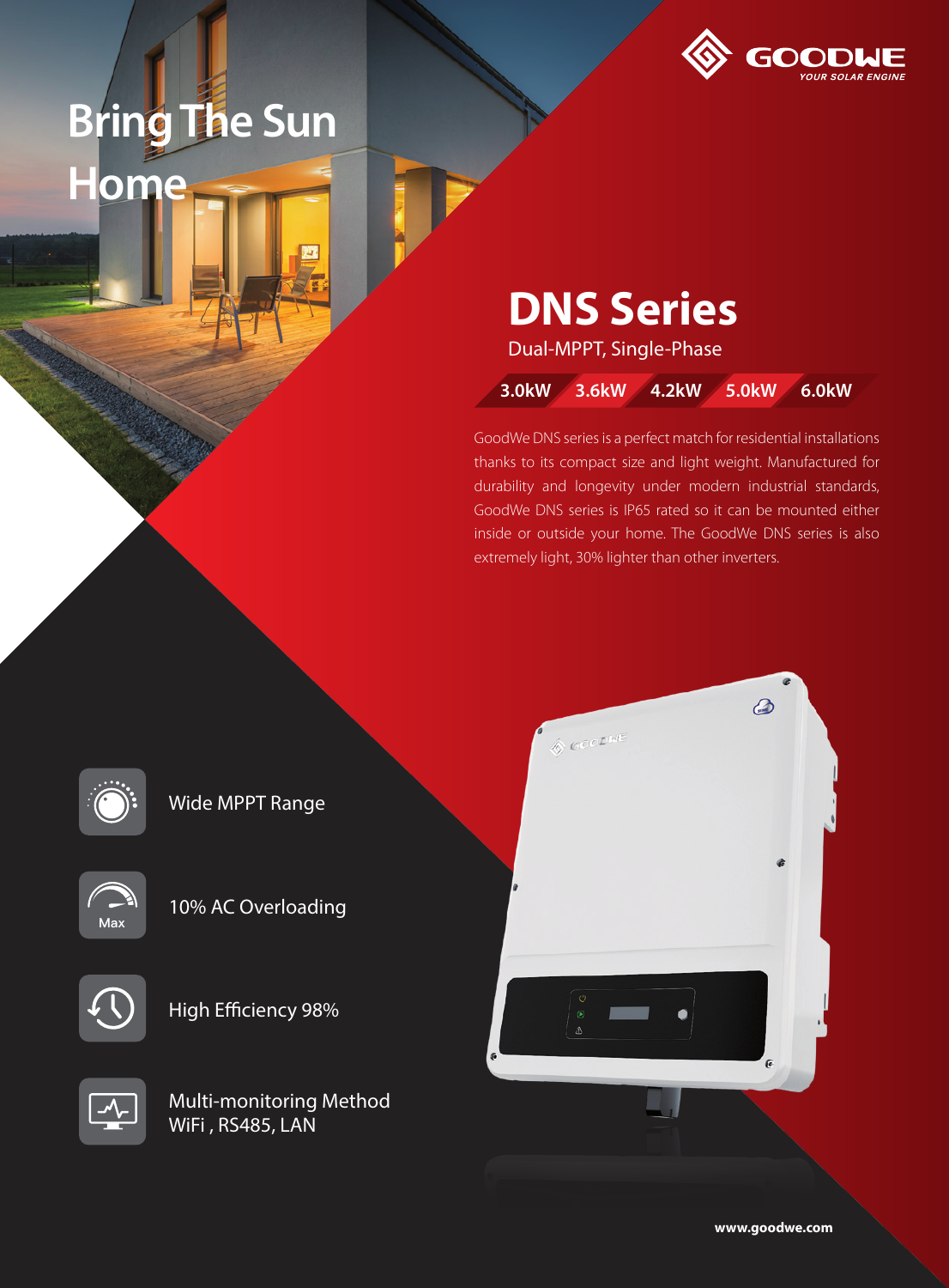# Bring The Sun Home

GOODWE
YOUR SOLAR ENGINE

## DNS Series

Dual-MPPT, Single-Phase

3.0kW | 3.6kW | 4.2kW | 5.0kW | 6.0kW

GoodWe DNS series is a perfect match for residential installations thanks to its compact size and light weight. Manufactured for durability and longevity under modern industrial standards, GoodWe DNS series is IP65 rated so it can be mounted either inside or outside your home. The GoodWe DNS series is also extremely light, 30% lighter than other inverters.

- Wide MPPT Range
- 10% AC Overloading
- High Efficiency 98%
- Multi-monitoring Method
  WiFi , RS485, LAN

www.goodwe.com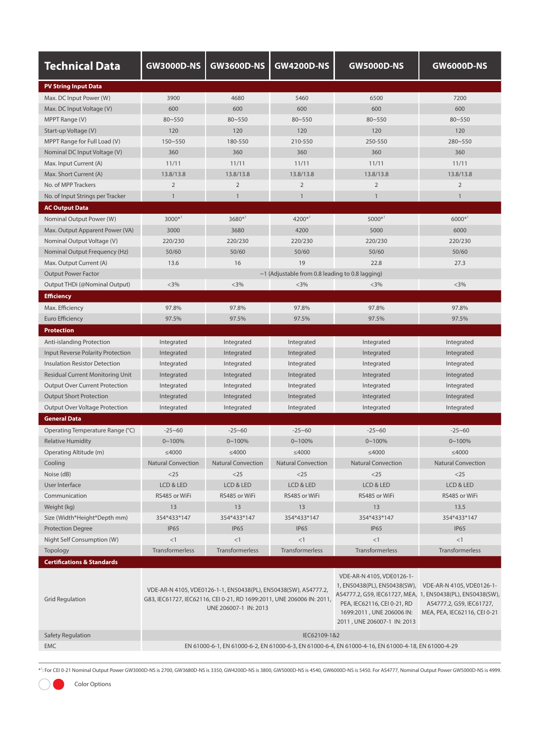| Technical Data | GW3000D-NS | GW3600D-NS | GW4200D-NS | GW5000D-NS | GW6000D-NS |
|---|---|---|---|---|---|
| **PV String Input Data** | | | | | |
| Max. DC Input Power (W) | 3900 | 4680 | 5460 | 6500 | 7200 |
| Max. DC Input Voltage (V) | 600 | 600 | 600 | 600 | 600 |
| MPPT Range (V) | 80~550 | 80~550 | 80~550 | 80~550 | 80~550 |
| Start-up Voltage (V) | 120 | 120 | 120 | 120 | 120 |
| MPPT Range for Full Load (V) | 150~550 | 180-550 | 210-550 | 250-550 | 280~550 |
| Nominal DC Input Voltage (V) | 360 | 360 | 360 | 360 | 360 |
| Max. Input Current (A) | 11/11 | 11/11 | 11/11 | 11/11 | 11/11 |
| Max. Short Current (A) | 13.8/13.8 | 13.8/13.8 | 13.8/13.8 | 13.8/13.8 | 13.8/13.8 |
| No. of MPP Trackers | 2 | 2 | 2 | 2 | 2 |
| No. of Input Strings per Tracker | 1 | 1 | 1 | 1 | 1 |
| **AC Output Data** | | | | | |
| Nominal Output Power (W) | 3000*[1] | 3680*[1] | 4200*[1] | 5000*[1] | 6000*[1] |
| Max. Output Apparent Power (VA) | 3000 | 3680 | 4200 | 5000 | 6000 |
| Nominal Output Voltage (V) | 220/230 | 220/230 | 220/230 | 220/230 | 220/230 |
| Nominal Output Frequency (Hz) | 50/60 | 50/60 | 50/60 | 50/60 | 50/60 |
| Max. Output Current (A) | 13.6 | 16 | 19 | 22.8 | 27.3 |
| Output Power Factor | ~1 (Adjustable from 0.8 leading to 0.8 lagging) | | | | |
| Output THDi (@Nominal Output) | <3% | <3% | <3% | <3% | <3% |
| **Efficiency** | | | | | |
| Max. Efficiency | 97.8% | 97.8% | 97.8% | 97.8% | 97.8% |
| Euro Efficiency | 97.5% | 97.5% | 97.5% | 97.5% | 97.5% |
| **Protection** | | | | | |
| Anti-islanding Protection | Integrated | Integrated | Integrated | Integrated | Integrated |
| Input Reverse Polarity Protection | Integrated | Integrated | Integrated | Integrated | Integrated |
| Insulation Resistor Detection | Integrated | Integrated | Integrated | Integrated | Integrated |
| Residual Current Monitoring Unit | Integrated | Integrated | Integrated | Integrated | Integrated |
| Output Over Current Protection | Integrated | Integrated | Integrated | Integrated | Integrated |
| Output Short Protection | Integrated | Integrated | Integrated | Integrated | Integrated |
| Output Over Voltage Protection | Integrated | Integrated | Integrated | Integrated | Integrated |
| **General Data** | | | | | |
| Operating Temperature Range (°C) | -25~60 | -25~60 | -25~60 | -25~60 | -25~60 |
| Relative Humidity | 0~100% | 0~100% | 0~100% | 0~100% | 0~100% |
| Operating Altitude (m) | ≤4000 | ≤4000 | ≤4000 | ≤4000 | ≤4000 |
| Cooling | Natural Convection | Natural Convection | Natural Convection | Natural Convection | Natural Convection |
| Noise (dB) | <25 | <25 | <25 | <25 | <25 |
| User Interface | LCD & LED | LCD & LED | LCD & LED | LCD & LED | LCD & LED |
| Communication | RS485 or WiFi | RS485 or WiFi | RS485 or WiFi | RS485 or WiFi | RS485 or WiFi |
| Weight (kg) | 13 | 13 | 13 | 13 | 13.5 |
| Size (Width*Height*Depth mm) | 354*433*147 | 354*433*147 | 354*433*147 | 354*433*147 | 354*433*147 |
| Protection Degree | IP65 | IP65 | IP65 | IP65 | IP65 |
| Night Self Consumption (W) | <1 | <1 | <1 | <1 | <1 |
| Topology | Transformerless | Transformerless | Transformerless | Transformerless | Transformerless |
| **Certifications & Standards** | | | | | |
| Grid Regulation | VDE-AR-N 4105, VDE0126-1-1, EN50438(PL), EN50438(SW), AS4777.2, G83, IEC61727, IEC62116, CEI 0-21, RD 1699:2011, UNE 206006 IN: 2011, UNE 206007-1 IN: 2013 | | | VDE-AR-N 4105, VDE0126-1-1, EN50438(PL), EN50438(SW), AS4777.2, G59, IEC61727, MEA, PEA, IEC62116, CEI 0-21, RD 1699:2011 , UNE 206006 IN: 2011 , UNE 206007-1 IN: 2013 | VDE-AR-N 4105, VDE0126-1-1, EN50438(PL), EN50438(SW), AS4777.2, G59, IEC61727, MEA, PEA, IEC62116, CEI 0-21 |
| Safety Regulation | IEC62109-1&2 | | | | |
| EMC | EN 61000-6-1, EN 61000-6-2, EN 61000-6-3, EN 61000-6-4, EN 61000-4-16, EN 61000-4-18, EN 61000-4-29 | | | | |

*[1]: For CEI 0-21 Nominal Output Power GW3000D-NS is 2700, GW3680D-NS is 3350, GW4200D-NS is 3800, GW5000D-NS is 4540, GW6000D-NS is 5450. For AS4777, Nominal Output Power GW5000D-NS is 4999.

Color Options